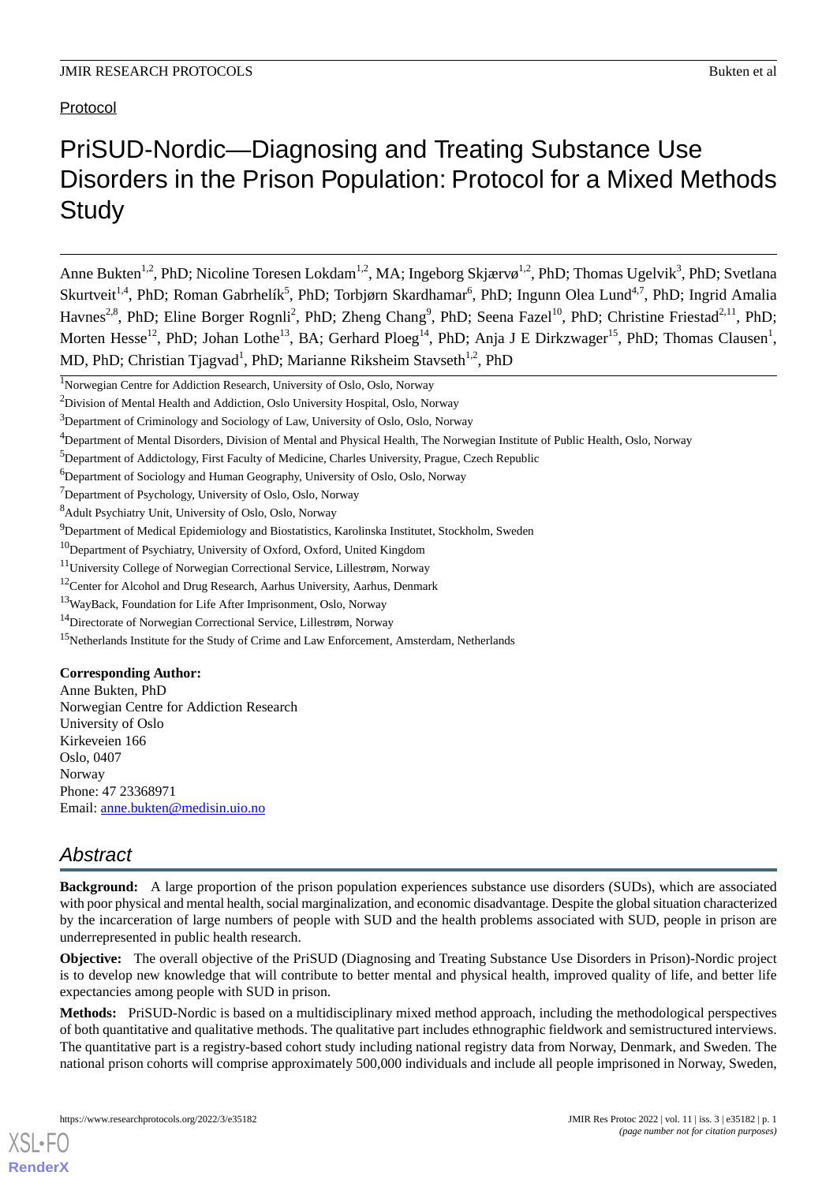Protocol

# PriSUD-Nordic—Diagnosing and Treating Substance Use Disorders in the Prison Population: Protocol for a Mixed Methods Study

Anne Bukten[1,2], PhD; Nicoline Toresen Lokdam[1,2], MA; Ingeborg Skjærvø[1,2], PhD; Thomas Ugelvik[3], PhD; Svetlana Skurtveit[1,4], PhD; Roman Gabrhelík[5], PhD; Torbjørn Skardhamar[6], PhD; Ingunn Olea Lund[4,7], PhD; Ingrid Amalia Havnes[2,8], PhD; Eline Borger Rognli[2], PhD; Zheng Chang[9], PhD; Seena Fazel[10], PhD; Christine Friestad[2,11], PhD; Morten Hesse[12], PhD; Johan Lothe[13], BA; Gerhard Ploeg[14], PhD; Anja J E Dirkzwager[15], PhD; Thomas Clausen[1], MD, PhD; Christian Tjagvad[1], PhD; Marianne Riksheim Stavseth[1,2], PhD

[1]Norwegian Centre for Addiction Research, University of Oslo, Oslo, Norway
[2]Division of Mental Health and Addiction, Oslo University Hospital, Oslo, Norway
[3]Department of Criminology and Sociology of Law, University of Oslo, Oslo, Norway
[4]Department of Mental Disorders, Division of Mental and Physical Health, The Norwegian Institute of Public Health, Oslo, Norway
[5]Department of Addictology, First Faculty of Medicine, Charles University, Prague, Czech Republic
[6]Department of Sociology and Human Geography, University of Oslo, Oslo, Norway
[7]Department of Psychology, University of Oslo, Oslo, Norway
[8]Adult Psychiatry Unit, University of Oslo, Oslo, Norway
[9]Department of Medical Epidemiology and Biostatistics, Karolinska Institutet, Stockholm, Sweden
[10]Department of Psychiatry, University of Oxford, Oxford, United Kingdom
[11]University College of Norwegian Correctional Service, Lillestrøm, Norway
[12]Center for Alcohol and Drug Research, Aarhus University, Aarhus, Denmark
[13]WayBack, Foundation for Life After Imprisonment, Oslo, Norway
[14]Directorate of Norwegian Correctional Service, Lillestrøm, Norway
[15]Netherlands Institute for the Study of Crime and Law Enforcement, Amsterdam, Netherlands

**Corresponding Author:**
Anne Bukten, PhD
Norwegian Centre for Addiction Research
University of Oslo
Kirkeveien 166
Oslo, 0407
Norway
Phone: 47 23368971
Email: anne.bukten@medisin.uio.no

## Abstract

**Background:** A large proportion of the prison population experiences substance use disorders (SUDs), which are associated with poor physical and mental health, social marginalization, and economic disadvantage. Despite the global situation characterized by the incarceration of large numbers of people with SUD and the health problems associated with SUD, people in prison are underrepresented in public health research.

**Objective:** The overall objective of the PriSUD (Diagnosing and Treating Substance Use Disorders in Prison)-Nordic project is to develop new knowledge that will contribute to better mental and physical health, improved quality of life, and better life expectancies among people with SUD in prison.

**Methods:** PriSUD-Nordic is based on a multidisciplinary mixed method approach, including the methodological perspectives of both quantitative and qualitative methods. The qualitative part includes ethnographic fieldwork and semistructured interviews. The quantitative part is a registry-based cohort study including national registry data from Norway, Denmark, and Sweden. The national prison cohorts will comprise approximately 500,000 individuals and include all people imprisoned in Norway, Sweden,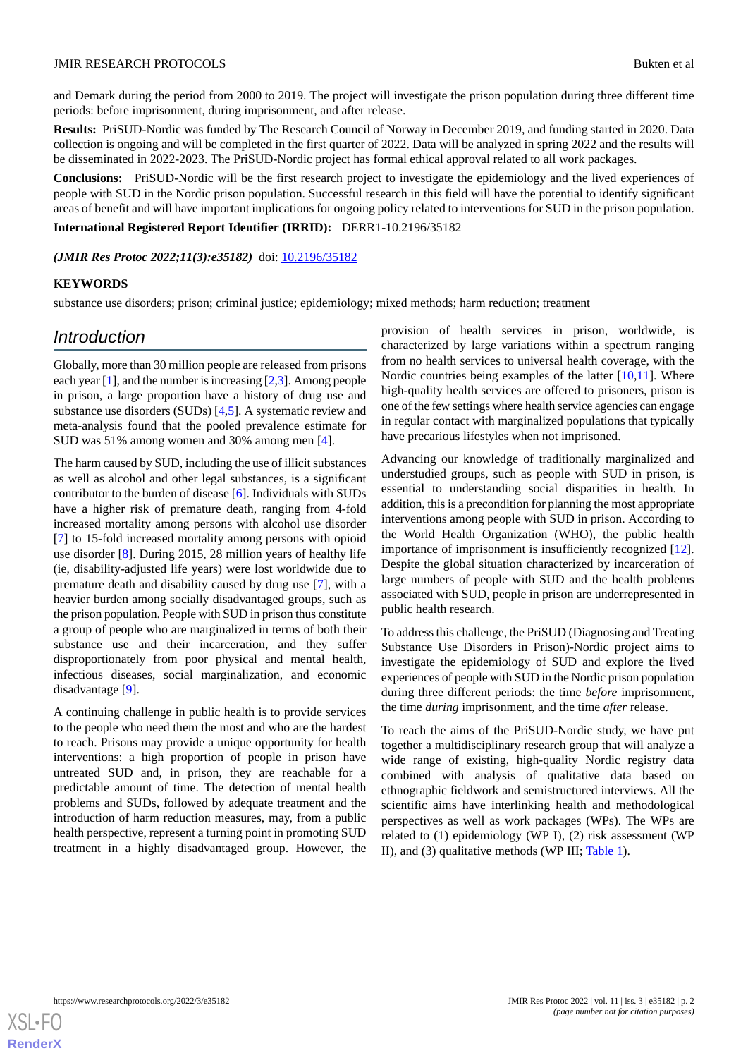and Demark during the period from 2000 to 2019. The project will investigate the prison population during three different time periods: before imprisonment, during imprisonment, and after release.

**Results:** PriSUD-Nordic was funded by The Research Council of Norway in December 2019, and funding started in 2020. Data collection is ongoing and will be completed in the first quarter of 2022. Data will be analyzed in spring 2022 and the results will be disseminated in 2022-2023. The PriSUD-Nordic project has formal ethical approval related to all work packages.

**Conclusions:** PriSUD-Nordic will be the first research project to investigate the epidemiology and the lived experiences of people with SUD in the Nordic prison population. Successful research in this field will have the potential to identify significant areas of benefit and will have important implications for ongoing policy related to interventions for SUD in the prison population.

**International Registered Report Identifier (IRRID):** DERR1-10.2196/35182

***(JMIR Res Protoc 2022;11(3):e35182)*** doi: 10.2196/35182

**KEYWORDS**

substance use disorders; prison; criminal justice; epidemiology; mixed methods; harm reduction; treatment

## Introduction

Globally, more than 30 million people are released from prisons each year [1], and the number is increasing [2,3]. Among people in prison, a large proportion have a history of drug use and substance use disorders (SUDs) [4,5]. A systematic review and meta-analysis found that the pooled prevalence estimate for SUD was 51% among women and 30% among men [4].

The harm caused by SUD, including the use of illicit substances as well as alcohol and other legal substances, is a significant contributor to the burden of disease [6]. Individuals with SUDs have a higher risk of premature death, ranging from 4-fold increased mortality among persons with alcohol use disorder [7] to 15-fold increased mortality among persons with opioid use disorder [8]. During 2015, 28 million years of healthy life (ie, disability-adjusted life years) were lost worldwide due to premature death and disability caused by drug use [7], with a heavier burden among socially disadvantaged groups, such as the prison population. People with SUD in prison thus constitute a group of people who are marginalized in terms of both their substance use and their incarceration, and they suffer disproportionately from poor physical and mental health, infectious diseases, social marginalization, and economic disadvantage [9].

A continuing challenge in public health is to provide services to the people who need them the most and who are the hardest to reach. Prisons may provide a unique opportunity for health interventions: a high proportion of people in prison have untreated SUD and, in prison, they are reachable for a predictable amount of time. The detection of mental health problems and SUDs, followed by adequate treatment and the introduction of harm reduction measures, may, from a public health perspective, represent a turning point in promoting SUD treatment in a highly disadvantaged group. However, the provision of health services in prison, worldwide, is characterized by large variations within a spectrum ranging from no health services to universal health coverage, with the Nordic countries being examples of the latter [10,11]. Where high-quality health services are offered to prisoners, prison is one of the few settings where health service agencies can engage in regular contact with marginalized populations that typically have precarious lifestyles when not imprisoned.

Advancing our knowledge of traditionally marginalized and understudied groups, such as people with SUD in prison, is essential to understanding social disparities in health. In addition, this is a precondition for planning the most appropriate interventions among people with SUD in prison. According to the World Health Organization (WHO), the public health importance of imprisonment is insufficiently recognized [12]. Despite the global situation characterized by incarceration of large numbers of people with SUD and the health problems associated with SUD, people in prison are underrepresented in public health research.

To address this challenge, the PriSUD (Diagnosing and Treating Substance Use Disorders in Prison)-Nordic project aims to investigate the epidemiology of SUD and explore the lived experiences of people with SUD in the Nordic prison population during three different periods: the time *before* imprisonment, the time *during* imprisonment, and the time *after* release.

To reach the aims of the PriSUD-Nordic study, we have put together a multidisciplinary research group that will analyze a wide range of existing, high-quality Nordic registry data combined with analysis of qualitative data based on ethnographic fieldwork and semistructured interviews. All the scientific aims have interlinking health and methodological perspectives as well as work packages (WPs). The WPs are related to (1) epidemiology (WP I), (2) risk assessment (WP II), and (3) qualitative methods (WP III; Table 1).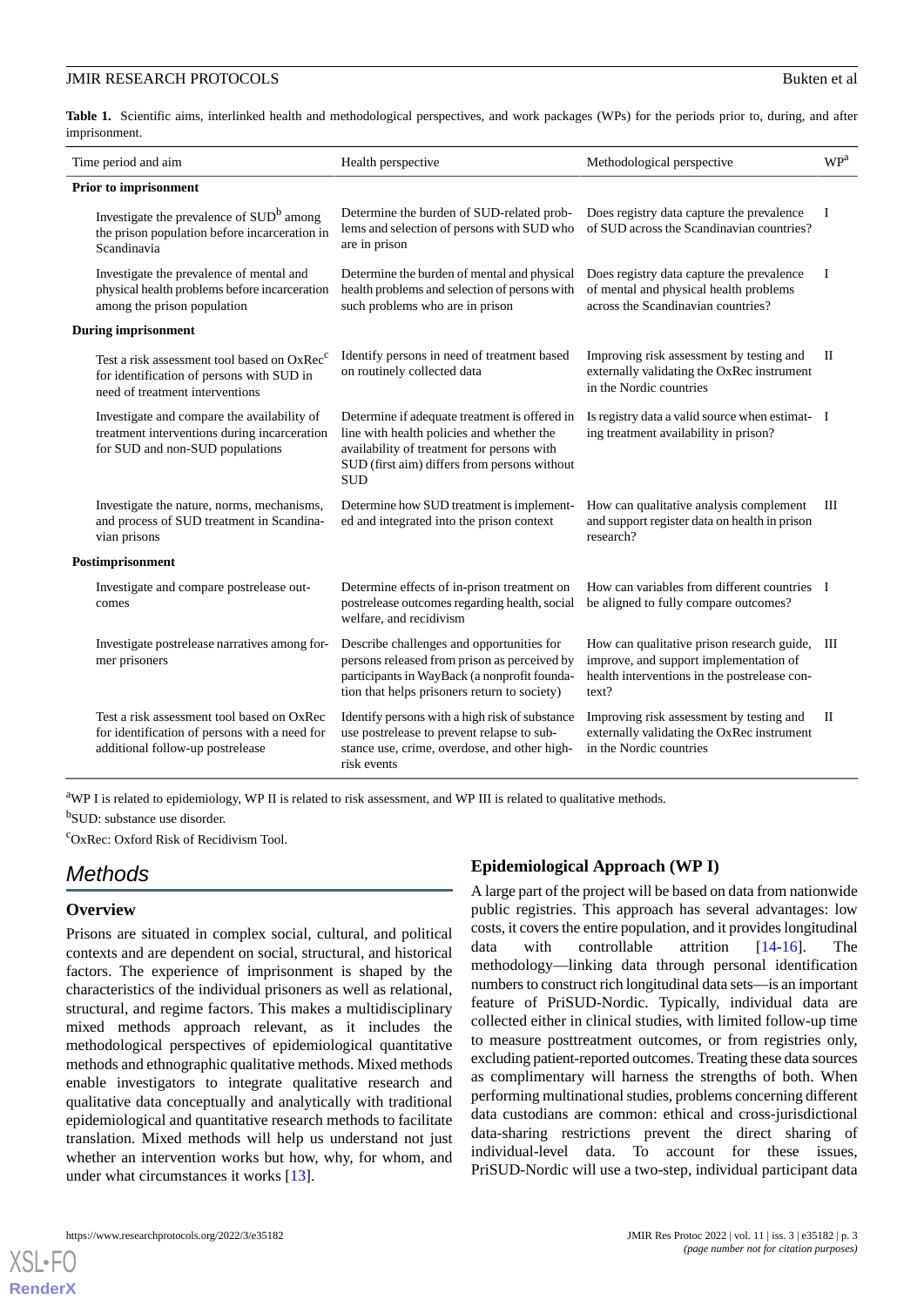**Table 1.** Scientific aims, interlinked health and methodological perspectives, and work packages (WPs) for the periods prior to, during, and after imprisonment.

| Time period and aim | Health perspective | Methodological perspective | WP[a] |
| --- | --- | --- | --- |
| **Prior to imprisonment** | | | |
| Investigate the prevalence of SUD[b] among the prison population before incarceration in Scandinavia | Determine the burden of SUD-related problems and selection of persons with SUD who are in prison | Does registry data capture the prevalence of SUD across the Scandinavian countries? | I |
| Investigate the prevalence of mental and physical health problems before incarceration among the prison population | Determine the burden of mental and physical health problems and selection of persons with such problems who are in prison | Does registry data capture the prevalence of mental and physical health problems across the Scandinavian countries? | I |
| **During imprisonment** | | | |
| Test a risk assessment tool based on OxRec[c] for identification of persons with SUD in need of treatment interventions | Identify persons in need of treatment based on routinely collected data | Improving risk assessment by testing and externally validating the OxRec instrument in the Nordic countries | II |
| Investigate and compare the availability of treatment interventions during incarceration for SUD and non-SUD populations | Determine if adequate treatment is offered in line with health policies and whether the availability of treatment for persons with SUD (first aim) differs from persons without SUD | Is registry data a valid source when estimating treatment availability in prison? | I |
| Investigate the nature, norms, mechanisms, and process of SUD treatment in Scandinavian prisons | Determine how SUD treatment is implemented and integrated into the prison context | How can qualitative analysis complement and support register data on health in prison research? | III |
| **Postimprisonment** | | | |
| Investigate and compare postrelease outcomes | Determine effects of in-prison treatment on postrelease outcomes regarding health, social welfare, and recidivism | How can variables from different countries be aligned to fully compare outcomes? | I |
| Investigate postrelease narratives among former prisoners | Describe challenges and opportunities for persons released from prison as perceived by participants in WayBack (a nonprofit foundation that helps prisoners return to society) | How can qualitative prison research guide, improve, and support implementation of health interventions in the postrelease context? | III |
| Test a risk assessment tool based on OxRec for identification of persons with a need for additional follow-up postrelease | Identify persons with a high risk of substance use postrelease to prevent relapse to substance use, crime, overdose, and other high-risk events | Improving risk assessment by testing and externally validating the OxRec instrument in the Nordic countries | II |

[a]WP I is related to epidemiology, WP II is related to risk assessment, and WP III is related to qualitative methods.

[b]SUD: substance use disorder.

[c]OxRec: Oxford Risk of Recidivism Tool.

## Methods

### Overview

Prisons are situated in complex social, cultural, and political contexts and are dependent on social, structural, and historical factors. The experience of imprisonment is shaped by the characteristics of the individual prisoners as well as relational, structural, and regime factors. This makes a multidisciplinary mixed methods approach relevant, as it includes the methodological perspectives of epidemiological quantitative methods and ethnographic qualitative methods. Mixed methods enable investigators to integrate qualitative research and qualitative data conceptually and analytically with traditional epidemiological and quantitative research methods to facilitate translation. Mixed methods will help us understand not just whether an intervention works but how, why, for whom, and under what circumstances it works [13].

### Epidemiological Approach (WP I)

A large part of the project will be based on data from nationwide public registries. This approach has several advantages: low costs, it covers the entire population, and it provides longitudinal data with controllable attrition [14-16]. The methodology—linking data through personal identification numbers to construct rich longitudinal data sets—is an important feature of PriSUD-Nordic. Typically, individual data are collected either in clinical studies, with limited follow-up time to measure posttreatment outcomes, or from registries only, excluding patient-reported outcomes. Treating these data sources as complimentary will harness the strengths of both. When performing multinational studies, problems concerning different data custodians are common: ethical and cross-jurisdictional data-sharing restrictions prevent the direct sharing of individual-level data. To account for these issues, PriSUD-Nordic will use a two-step, individual participant data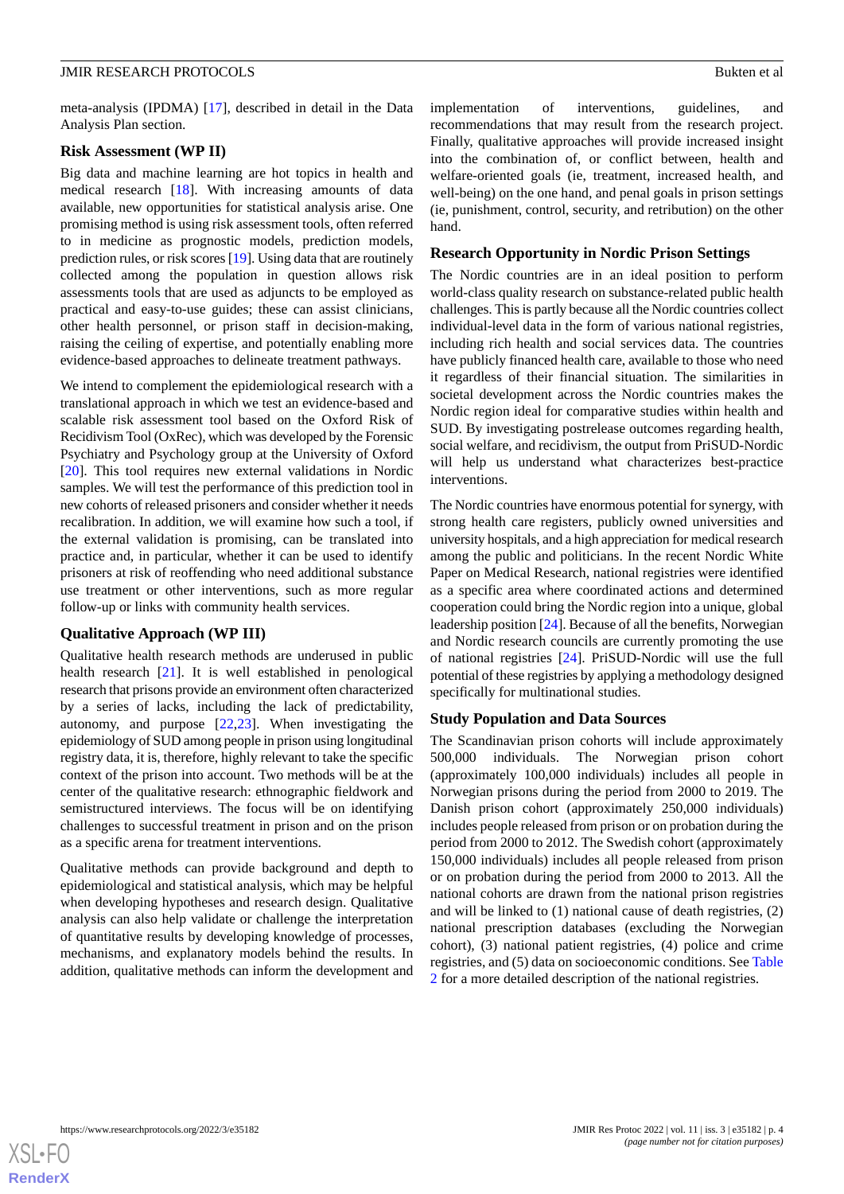meta-analysis (IPDMA) [17], described in detail in the Data Analysis Plan section.

### Risk Assessment (WP II)

Big data and machine learning are hot topics in health and medical research [18]. With increasing amounts of data available, new opportunities for statistical analysis arise. One promising method is using risk assessment tools, often referred to in medicine as prognostic models, prediction models, prediction rules, or risk scores [19]. Using data that are routinely collected among the population in question allows risk assessments tools that are used as adjuncts to be employed as practical and easy-to-use guides; these can assist clinicians, other health personnel, or prison staff in decision-making, raising the ceiling of expertise, and potentially enabling more evidence-based approaches to delineate treatment pathways.

We intend to complement the epidemiological research with a translational approach in which we test an evidence-based and scalable risk assessment tool based on the Oxford Risk of Recidivism Tool (OxRec), which was developed by the Forensic Psychiatry and Psychology group at the University of Oxford [20]. This tool requires new external validations in Nordic samples. We will test the performance of this prediction tool in new cohorts of released prisoners and consider whether it needs recalibration. In addition, we will examine how such a tool, if the external validation is promising, can be translated into practice and, in particular, whether it can be used to identify prisoners at risk of reoffending who need additional substance use treatment or other interventions, such as more regular follow-up or links with community health services.

### Qualitative Approach (WP III)

Qualitative health research methods are underused in public health research [21]. It is well established in penological research that prisons provide an environment often characterized by a series of lacks, including the lack of predictability, autonomy, and purpose [22,23]. When investigating the epidemiology of SUD among people in prison using longitudinal registry data, it is, therefore, highly relevant to take the specific context of the prison into account. Two methods will be at the center of the qualitative research: ethnographic fieldwork and semistructured interviews. The focus will be on identifying challenges to successful treatment in prison and on the prison as a specific arena for treatment interventions.

Qualitative methods can provide background and depth to epidemiological and statistical analysis, which may be helpful when developing hypotheses and research design. Qualitative analysis can also help validate or challenge the interpretation of quantitative results by developing knowledge of processes, mechanisms, and explanatory models behind the results. In addition, qualitative methods can inform the development and implementation of interventions, guidelines, and recommendations that may result from the research project. Finally, qualitative approaches will provide increased insight into the combination of, or conflict between, health and welfare-oriented goals (ie, treatment, increased health, and well-being) on the one hand, and penal goals in prison settings (ie, punishment, control, security, and retribution) on the other hand.

### Research Opportunity in Nordic Prison Settings

The Nordic countries are in an ideal position to perform world-class quality research on substance-related public health challenges. This is partly because all the Nordic countries collect individual-level data in the form of various national registries, including rich health and social services data. The countries have publicly financed health care, available to those who need it regardless of their financial situation. The similarities in societal development across the Nordic countries makes the Nordic region ideal for comparative studies within health and SUD. By investigating postrelease outcomes regarding health, social welfare, and recidivism, the output from PriSUD-Nordic will help us understand what characterizes best-practice interventions.

The Nordic countries have enormous potential for synergy, with strong health care registers, publicly owned universities and university hospitals, and a high appreciation for medical research among the public and politicians. In the recent Nordic White Paper on Medical Research, national registries were identified as a specific area where coordinated actions and determined cooperation could bring the Nordic region into a unique, global leadership position [24]. Because of all the benefits, Norwegian and Nordic research councils are currently promoting the use of national registries [24]. PriSUD-Nordic will use the full potential of these registries by applying a methodology designed specifically for multinational studies.

### Study Population and Data Sources

The Scandinavian prison cohorts will include approximately 500,000 individuals. The Norwegian prison cohort (approximately 100,000 individuals) includes all people in Norwegian prisons during the period from 2000 to 2019. The Danish prison cohort (approximately 250,000 individuals) includes people released from prison or on probation during the period from 2000 to 2012. The Swedish cohort (approximately 150,000 individuals) includes all people released from prison or on probation during the period from 2000 to 2013. All the national cohorts are drawn from the national prison registries and will be linked to (1) national cause of death registries, (2) national prescription databases (excluding the Norwegian cohort), (3) national patient registries, (4) police and crime registries, and (5) data on socioeconomic conditions. See Table 2 for a more detailed description of the national registries.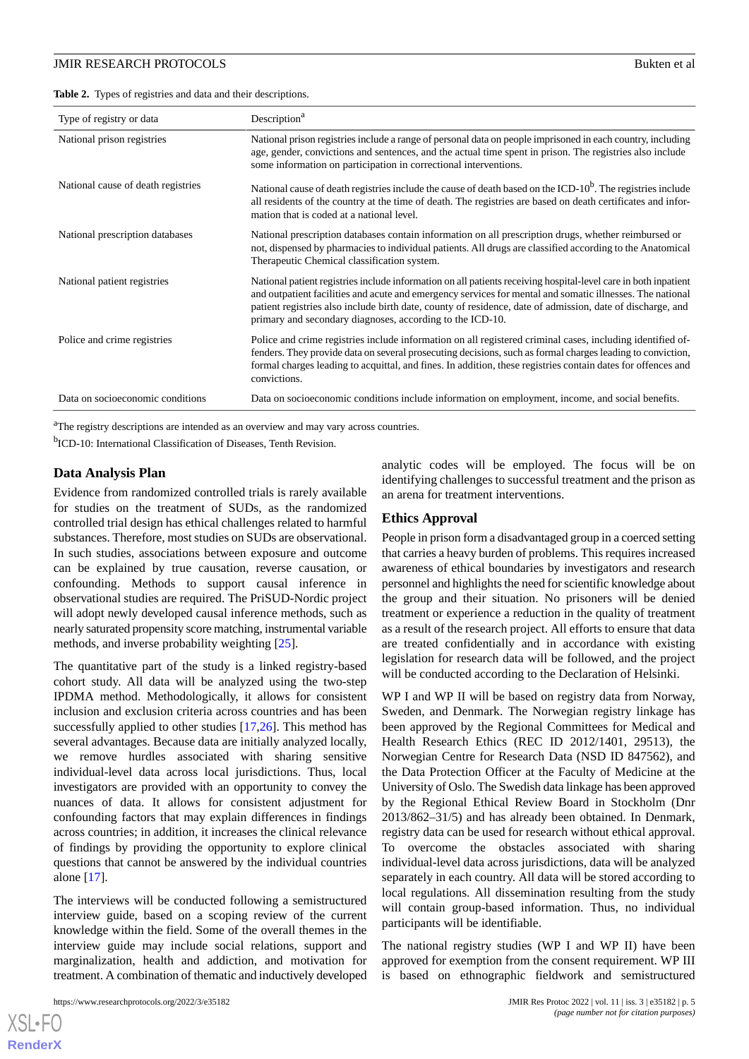**Table 2.** Types of registries and data and their descriptions.

| Type of registry or data | Description[a] |
| --- | --- |
| National prison registries | National prison registries include a range of personal data on people imprisoned in each country, including age, gender, convictions and sentences, and the actual time spent in prison. The registries also include some information on participation in correctional interventions. |
| National cause of death registries | National cause of death registries include the cause of death based on the ICD-10[b]. The registries include all residents of the country at the time of death. The registries are based on death certificates and information that is coded at a national level. |
| National prescription databases | National prescription databases contain information on all prescription drugs, whether reimbursed or not, dispensed by pharmacies to individual patients. All drugs are classified according to the Anatomical Therapeutic Chemical classification system. |
| National patient registries | National patient registries include information on all patients receiving hospital-level care in both inpatient and outpatient facilities and acute and emergency services for mental and somatic illnesses. The national patient registries also include birth date, county of residence, date of admission, date of discharge, and primary and secondary diagnoses, according to the ICD-10. |
| Police and crime registries | Police and crime registries include information on all registered criminal cases, including identified offenders. They provide data on several prosecuting decisions, such as formal charges leading to conviction, formal charges leading to acquittal, and fines. In addition, these registries contain dates for offences and convictions. |
| Data on socioeconomic conditions | Data on socioeconomic conditions include information on employment, income, and social benefits. |

[a]The registry descriptions are intended as an overview and may vary across countries.

[b]ICD-10: International Classification of Diseases, Tenth Revision.

## Data Analysis Plan

Evidence from randomized controlled trials is rarely available for studies on the treatment of SUDs, as the randomized controlled trial design has ethical challenges related to harmful substances. Therefore, most studies on SUDs are observational. In such studies, associations between exposure and outcome can be explained by true causation, reverse causation, or confounding. Methods to support causal inference in observational studies are required. The PriSUD-Nordic project will adopt newly developed causal inference methods, such as nearly saturated propensity score matching, instrumental variable methods, and inverse probability weighting [25].

The quantitative part of the study is a linked registry-based cohort study. All data will be analyzed using the two-step IPDMA method. Methodologically, it allows for consistent inclusion and exclusion criteria across countries and has been successfully applied to other studies [17,26]. This method has several advantages. Because data are initially analyzed locally, we remove hurdles associated with sharing sensitive individual-level data across local jurisdictions. Thus, local investigators are provided with an opportunity to convey the nuances of data. It allows for consistent adjustment for confounding factors that may explain differences in findings across countries; in addition, it increases the clinical relevance of findings by providing the opportunity to explore clinical questions that cannot be answered by the individual countries alone [17].

The interviews will be conducted following a semistructured interview guide, based on a scoping review of the current knowledge within the field. Some of the overall themes in the interview guide may include social relations, support and marginalization, health and addiction, and motivation for treatment. A combination of thematic and inductively developed analytic codes will be employed. The focus will be on identifying challenges to successful treatment and the prison as an arena for treatment interventions.

## Ethics Approval

People in prison form a disadvantaged group in a coerced setting that carries a heavy burden of problems. This requires increased awareness of ethical boundaries by investigators and research personnel and highlights the need for scientific knowledge about the group and their situation. No prisoners will be denied treatment or experience a reduction in the quality of treatment as a result of the research project. All efforts to ensure that data are treated confidentially and in accordance with existing legislation for research data will be followed, and the project will be conducted according to the Declaration of Helsinki.

WP I and WP II will be based on registry data from Norway, Sweden, and Denmark. The Norwegian registry linkage has been approved by the Regional Committees for Medical and Health Research Ethics (REC ID 2012/1401, 29513), the Norwegian Centre for Research Data (NSD ID 847562), and the Data Protection Officer at the Faculty of Medicine at the University of Oslo. The Swedish data linkage has been approved by the Regional Ethical Review Board in Stockholm (Dnr 2013/862–31/5) and has already been obtained. In Denmark, registry data can be used for research without ethical approval. To overcome the obstacles associated with sharing individual-level data across jurisdictions, data will be analyzed separately in each country. All data will be stored according to local regulations. All dissemination resulting from the study will contain group-based information. Thus, no individual participants will be identifiable.

The national registry studies (WP I and WP II) have been approved for exemption from the consent requirement. WP III is based on ethnographic fieldwork and semistructured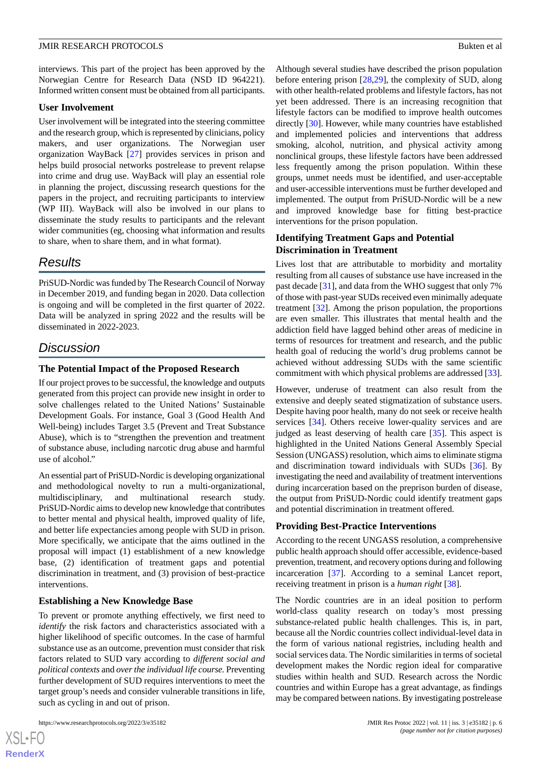interviews. This part of the project has been approved by the Norwegian Centre for Research Data (NSD ID 964221). Informed written consent must be obtained from all participants.

### User Involvement

User involvement will be integrated into the steering committee and the research group, which is represented by clinicians, policy makers, and user organizations. The Norwegian user organization WayBack [27] provides services in prison and helps build prosocial networks postrelease to prevent relapse into crime and drug use. WayBack will play an essential role in planning the project, discussing research questions for the papers in the project, and recruiting participants to interview (WP III). WayBack will also be involved in our plans to disseminate the study results to participants and the relevant wider communities (eg, choosing what information and results to share, when to share them, and in what format).

## Results

PriSUD-Nordic was funded by The Research Council of Norway in December 2019, and funding began in 2020. Data collection is ongoing and will be completed in the first quarter of 2022. Data will be analyzed in spring 2022 and the results will be disseminated in 2022-2023.

## Discussion

### The Potential Impact of the Proposed Research

If our project proves to be successful, the knowledge and outputs generated from this project can provide new insight in order to solve challenges related to the United Nations' Sustainable Development Goals. For instance, Goal 3 (Good Health And Well-being) includes Target 3.5 (Prevent and Treat Substance Abuse), which is to "strengthen the prevention and treatment of substance abuse, including narcotic drug abuse and harmful use of alcohol."

An essential part of PriSUD-Nordic is developing organizational and methodological novelty to run a multi-organizational, multidisciplinary, and multinational research study. PriSUD-Nordic aims to develop new knowledge that contributes to better mental and physical health, improved quality of life, and better life expectancies among people with SUD in prison. More specifically, we anticipate that the aims outlined in the proposal will impact (1) establishment of a new knowledge base, (2) identification of treatment gaps and potential discrimination in treatment, and (3) provision of best-practice interventions.

### Establishing a New Knowledge Base

To prevent or promote anything effectively, we first need to *identify* the risk factors and characteristics associated with a higher likelihood of specific outcomes. In the case of harmful substance use as an outcome, prevention must consider that risk factors related to SUD vary according to *different social and political contexts* and *over the individual life course.* Preventing further development of SUD requires interventions to meet the target group's needs and consider vulnerable transitions in life, such as cycling in and out of prison.

Although several studies have described the prison population before entering prison [28,29], the complexity of SUD, along with other health-related problems and lifestyle factors, has not yet been addressed. There is an increasing recognition that lifestyle factors can be modified to improve health outcomes directly [30]. However, while many countries have established and implemented policies and interventions that address smoking, alcohol, nutrition, and physical activity among nonclinical groups, these lifestyle factors have been addressed less frequently among the prison population. Within these groups, unmet needs must be identified, and user-acceptable and user-accessible interventions must be further developed and implemented. The output from PriSUD-Nordic will be a new and improved knowledge base for fitting best-practice interventions for the prison population.

### Identifying Treatment Gaps and Potential Discrimination in Treatment

Lives lost that are attributable to morbidity and mortality resulting from all causes of substance use have increased in the past decade [31], and data from the WHO suggest that only 7% of those with past-year SUDs received even minimally adequate treatment [32]. Among the prison population, the proportions are even smaller. This illustrates that mental health and the addiction field have lagged behind other areas of medicine in terms of resources for treatment and research, and the public health goal of reducing the world's drug problems cannot be achieved without addressing SUDs with the same scientific commitment with which physical problems are addressed [33].

However, underuse of treatment can also result from the extensive and deeply seated stigmatization of substance users. Despite having poor health, many do not seek or receive health services [34]. Others receive lower-quality services and are judged as least deserving of health care [35]. This aspect is highlighted in the United Nations General Assembly Special Session (UNGASS) resolution, which aims to eliminate stigma and discrimination toward individuals with SUDs [36]. By investigating the need and availability of treatment interventions during incarceration based on the preprison burden of disease, the output from PriSUD-Nordic could identify treatment gaps and potential discrimination in treatment offered.

### Providing Best-Practice Interventions

According to the recent UNGASS resolution, a comprehensive public health approach should offer accessible, evidence-based prevention, treatment, and recovery options during and following incarceration [37]. According to a seminal Lancet report, receiving treatment in prison is a *human right* [38].

The Nordic countries are in an ideal position to perform world-class quality research on today's most pressing substance-related public health challenges. This is, in part, because all the Nordic countries collect individual-level data in the form of various national registries, including health and social services data. The Nordic similarities in terms of societal development makes the Nordic region ideal for comparative studies within health and SUD. Research across the Nordic countries and within Europe has a great advantage, as findings may be compared between nations. By investigating postrelease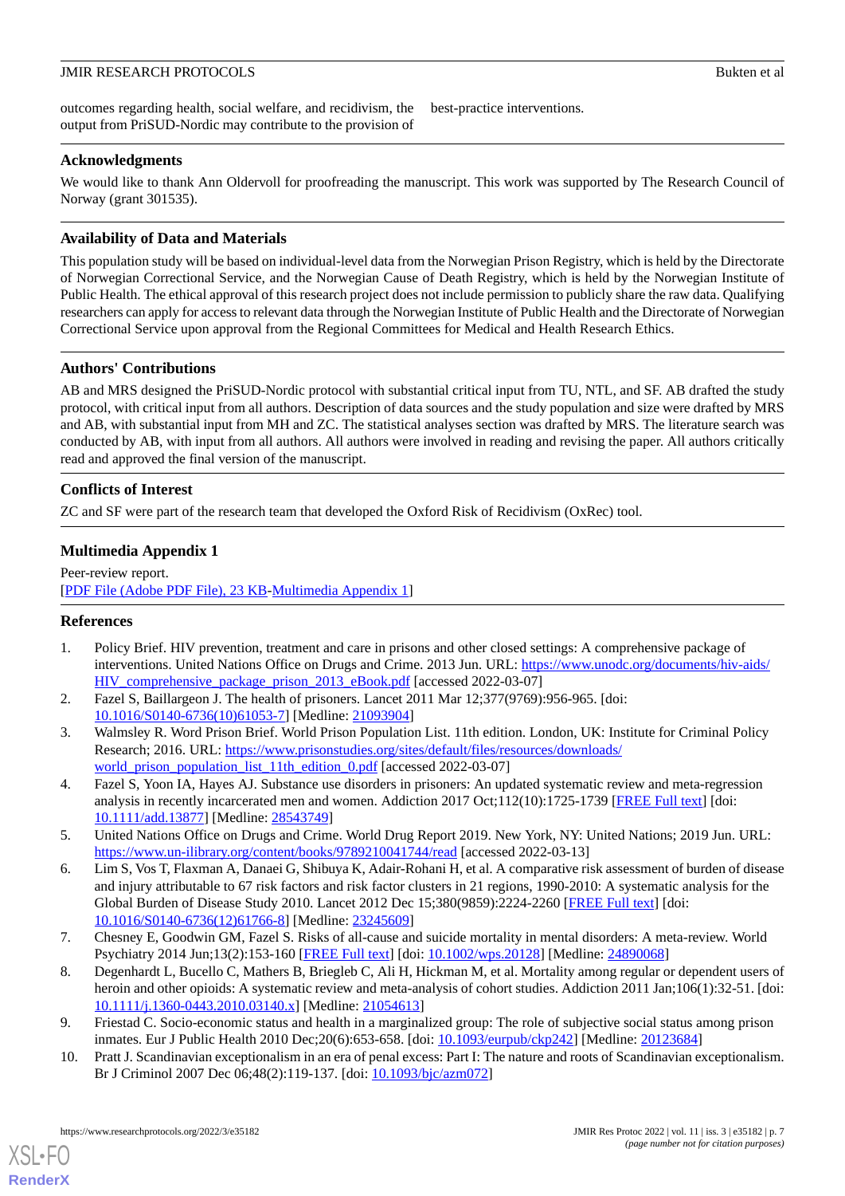outcomes regarding health, social welfare, and recidivism, the output from PriSUD-Nordic may contribute to the provision of best-practice interventions.

## Acknowledgments

We would like to thank Ann Oldervoll for proofreading the manuscript. This work was supported by The Research Council of Norway (grant 301535).

## Availability of Data and Materials

This population study will be based on individual-level data from the Norwegian Prison Registry, which is held by the Directorate of Norwegian Correctional Service, and the Norwegian Cause of Death Registry, which is held by the Norwegian Institute of Public Health. The ethical approval of this research project does not include permission to publicly share the raw data. Qualifying researchers can apply for access to relevant data through the Norwegian Institute of Public Health and the Directorate of Norwegian Correctional Service upon approval from the Regional Committees for Medical and Health Research Ethics.

## Authors' Contributions

AB and MRS designed the PriSUD-Nordic protocol with substantial critical input from TU, NTL, and SF. AB drafted the study protocol, with critical input from all authors. Description of data sources and the study population and size were drafted by MRS and AB, with substantial input from MH and ZC. The statistical analyses section was drafted by MRS. The literature search was conducted by AB, with input from all authors. All authors were involved in reading and revising the paper. All authors critically read and approved the final version of the manuscript.

## Conflicts of Interest

ZC and SF were part of the research team that developed the Oxford Risk of Recidivism (OxRec) tool.

## Multimedia Appendix 1

Peer-review report.
[PDF File (Adobe PDF File), 23 KB-Multimedia Appendix 1]

## References

1. Policy Brief. HIV prevention, treatment and care in prisons and other closed settings: A comprehensive package of interventions. United Nations Office on Drugs and Crime. 2013 Jun. URL: https://www.unodc.org/documents/hiv-aids/HIV_comprehensive_package_prison_2013_eBook.pdf [accessed 2022-03-07]
2. Fazel S, Baillargeon J. The health of prisoners. Lancet 2011 Mar 12;377(9769):956-965. [doi: 10.1016/S0140-6736(10)61053-7] [Medline: 21093904]
3. Walmsley R. Word Prison Brief. World Prison Population List. 11th edition. London, UK: Institute for Criminal Policy Research; 2016. URL: https://www.prisonstudies.org/sites/default/files/resources/downloads/world_prison_population_list_11th_edition_0.pdf [accessed 2022-03-07]
4. Fazel S, Yoon IA, Hayes AJ. Substance use disorders in prisoners: An updated systematic review and meta-regression analysis in recently incarcerated men and women. Addiction 2017 Oct;112(10):1725-1739 [FREE Full text] [doi: 10.1111/add.13877] [Medline: 28543749]
5. United Nations Office on Drugs and Crime. World Drug Report 2019. New York, NY: United Nations; 2019 Jun. URL: https://www.un-ilibrary.org/content/books/9789210041744/read [accessed 2022-03-13]
6. Lim S, Vos T, Flaxman A, Danaei G, Shibuya K, Adair-Rohani H, et al. A comparative risk assessment of burden of disease and injury attributable to 67 risk factors and risk factor clusters in 21 regions, 1990-2010: A systematic analysis for the Global Burden of Disease Study 2010. Lancet 2012 Dec 15;380(9859):2224-2260 [FREE Full text] [doi: 10.1016/S0140-6736(12)61766-8] [Medline: 23245609]
7. Chesney E, Goodwin GM, Fazel S. Risks of all-cause and suicide mortality in mental disorders: A meta-review. World Psychiatry 2014 Jun;13(2):153-160 [FREE Full text] [doi: 10.1002/wps.20128] [Medline: 24890068]
8. Degenhardt L, Bucello C, Mathers B, Briegleb C, Ali H, Hickman M, et al. Mortality among regular or dependent users of heroin and other opioids: A systematic review and meta-analysis of cohort studies. Addiction 2011 Jan;106(1):32-51. [doi: 10.1111/j.1360-0443.2010.03140.x] [Medline: 21054613]
9. Friestad C. Socio-economic status and health in a marginalized group: The role of subjective social status among prison inmates. Eur J Public Health 2010 Dec;20(6):653-658. [doi: 10.1093/eurpub/ckp242] [Medline: 20123684]
10. Pratt J. Scandinavian exceptionalism in an era of penal excess: Part I: The nature and roots of Scandinavian exceptionalism. Br J Criminol 2007 Dec 06;48(2):119-137. [doi: 10.1093/bjc/azm072]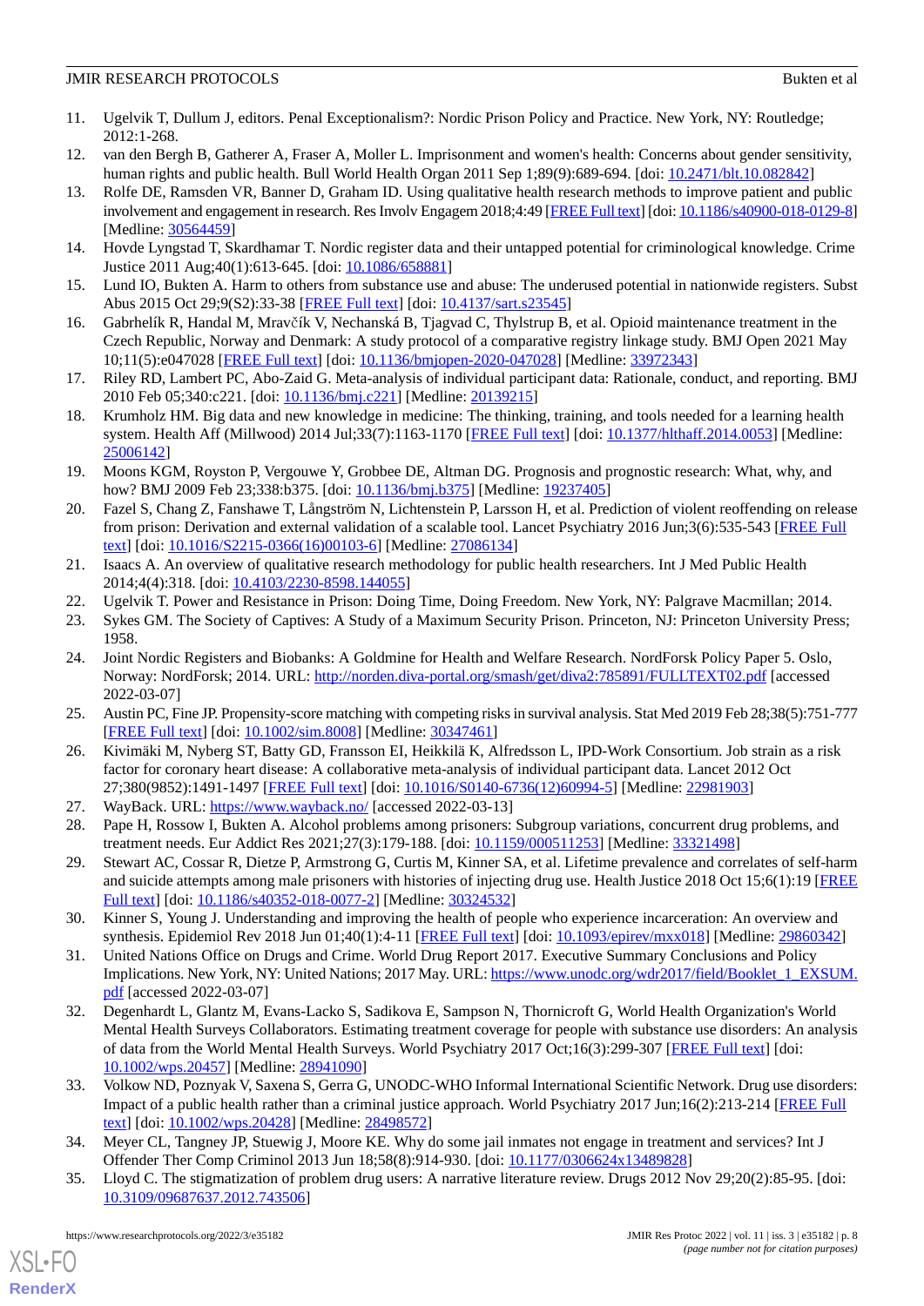11. Ugelvik T, Dullum J, editors. Penal Exceptionalism?: Nordic Prison Policy and Practice. New York, NY: Routledge; 2012:1-268.
12. van den Bergh B, Gatherer A, Fraser A, Moller L. Imprisonment and women's health: Concerns about gender sensitivity, human rights and public health. Bull World Health Organ 2011 Sep 1;89(9):689-694. [doi: 10.2471/blt.10.082842]
13. Rolfe DE, Ramsden VR, Banner D, Graham ID. Using qualitative health research methods to improve patient and public involvement and engagement in research. Res Involv Engagem 2018;4:49 [FREE Full text] [doi: 10.1186/s40900-018-0129-8] [Medline: 30564459]
14. Hovde Lyngstad T, Skardhamar T. Nordic register data and their untapped potential for criminological knowledge. Crime Justice 2011 Aug;40(1):613-645. [doi: 10.1086/658881]
15. Lund IO, Bukten A. Harm to others from substance use and abuse: The underused potential in nationwide registers. Subst Abus 2015 Oct 29;9(S2):33-38 [FREE Full text] [doi: 10.4137/sart.s23545]
16. Gabrhelík R, Handal M, Mravčík V, Nechanská B, Tjagvad C, Thylstrup B, et al. Opioid maintenance treatment in the Czech Republic, Norway and Denmark: A study protocol of a comparative registry linkage study. BMJ Open 2021 May 10;11(5):e047028 [FREE Full text] [doi: 10.1136/bmjopen-2020-047028] [Medline: 33972343]
17. Riley RD, Lambert PC, Abo-Zaid G. Meta-analysis of individual participant data: Rationale, conduct, and reporting. BMJ 2010 Feb 05;340:c221. [doi: 10.1136/bmj.c221] [Medline: 20139215]
18. Krumholz HM. Big data and new knowledge in medicine: The thinking, training, and tools needed for a learning health system. Health Aff (Millwood) 2014 Jul;33(7):1163-1170 [FREE Full text] [doi: 10.1377/hlthaff.2014.0053] [Medline: 25006142]
19. Moons KGM, Royston P, Vergouwe Y, Grobbee DE, Altman DG. Prognosis and prognostic research: What, why, and how? BMJ 2009 Feb 23;338:b375. [doi: 10.1136/bmj.b375] [Medline: 19237405]
20. Fazel S, Chang Z, Fanshawe T, Långström N, Lichtenstein P, Larsson H, et al. Prediction of violent reoffending on release from prison: Derivation and external validation of a scalable tool. Lancet Psychiatry 2016 Jun;3(6):535-543 [FREE Full text] [doi: 10.1016/S2215-0366(16)00103-6] [Medline: 27086134]
21. Isaacs A. An overview of qualitative research methodology for public health researchers. Int J Med Public Health 2014;4(4):318. [doi: 10.4103/2230-8598.144055]
22. Ugelvik T. Power and Resistance in Prison: Doing Time, Doing Freedom. New York, NY: Palgrave Macmillan; 2014.
23. Sykes GM. The Society of Captives: A Study of a Maximum Security Prison. Princeton, NJ: Princeton University Press; 1958.
24. Joint Nordic Registers and Biobanks: A Goldmine for Health and Welfare Research. NordForsk Policy Paper 5. Oslo, Norway: NordForsk; 2014. URL: http://norden.diva-portal.org/smash/get/diva2:785891/FULLTEXT02.pdf [accessed 2022-03-07]
25. Austin PC, Fine JP. Propensity-score matching with competing risks in survival analysis. Stat Med 2019 Feb 28;38(5):751-777 [FREE Full text] [doi: 10.1002/sim.8008] [Medline: 30347461]
26. Kivimäki M, Nyberg ST, Batty GD, Fransson EI, Heikkilä K, Alfredsson L, IPD-Work Consortium. Job strain as a risk factor for coronary heart disease: A collaborative meta-analysis of individual participant data. Lancet 2012 Oct 27;380(9852):1491-1497 [FREE Full text] [doi: 10.1016/S0140-6736(12)60994-5] [Medline: 22981903]
27. WayBack. URL: https://www.wayback.no/ [accessed 2022-03-13]
28. Pape H, Rossow I, Bukten A. Alcohol problems among prisoners: Subgroup variations, concurrent drug problems, and treatment needs. Eur Addict Res 2021;27(3):179-188. [doi: 10.1159/000511253] [Medline: 33321498]
29. Stewart AC, Cossar R, Dietze P, Armstrong G, Curtis M, Kinner SA, et al. Lifetime prevalence and correlates of self-harm and suicide attempts among male prisoners with histories of injecting drug use. Health Justice 2018 Oct 15;6(1):19 [FREE Full text] [doi: 10.1186/s40352-018-0077-2] [Medline: 30324532]
30. Kinner S, Young J. Understanding and improving the health of people who experience incarceration: An overview and synthesis. Epidemiol Rev 2018 Jun 01;40(1):4-11 [FREE Full text] [doi: 10.1093/epirev/mxx018] [Medline: 29860342]
31. United Nations Office on Drugs and Crime. World Drug Report 2017. Executive Summary Conclusions and Policy Implications. New York, NY: United Nations; 2017 May. URL: https://www.unodc.org/wdr2017/field/Booklet_1_EXSUM.pdf [accessed 2022-03-07]
32. Degenhardt L, Glantz M, Evans-Lacko S, Sadikova E, Sampson N, Thornicroft G, World Health Organization's World Mental Health Surveys Collaborators. Estimating treatment coverage for people with substance use disorders: An analysis of data from the World Mental Health Surveys. World Psychiatry 2017 Oct;16(3):299-307 [FREE Full text] [doi: 10.1002/wps.20457] [Medline: 28941090]
33. Volkow ND, Poznyak V, Saxena S, Gerra G, UNODC-WHO Informal International Scientific Network. Drug use disorders: Impact of a public health rather than a criminal justice approach. World Psychiatry 2017 Jun;16(2):213-214 [FREE Full text] [doi: 10.1002/wps.20428] [Medline: 28498572]
34. Meyer CL, Tangney JP, Stuewig J, Moore KE. Why do some jail inmates not engage in treatment and services? Int J Offender Ther Comp Criminol 2013 Jun 18;58(8):914-930. [doi: 10.1177/0306624x13489828]
35. Lloyd C. The stigmatization of problem drug users: A narrative literature review. Drugs 2012 Nov 29;20(2):85-95. [doi: 10.3109/09687637.2012.743506]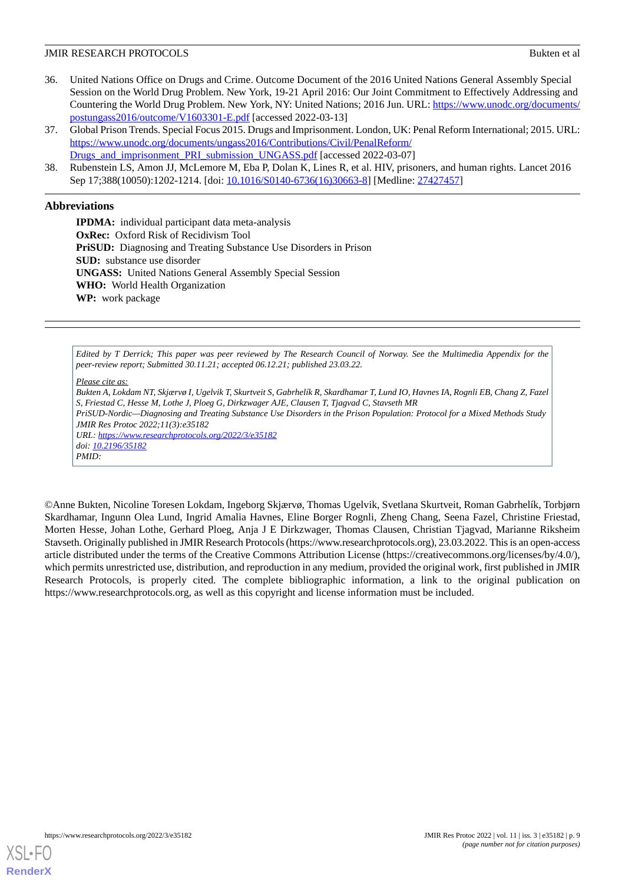36. United Nations Office on Drugs and Crime. Outcome Document of the 2016 United Nations General Assembly Special Session on the World Drug Problem. New York, 19-21 April 2016: Our Joint Commitment to Effectively Addressing and Countering the World Drug Problem. New York, NY: United Nations; 2016 Jun. URL: https://www.unodc.org/documents/postungass2016/outcome/V1603301-E.pdf [accessed 2022-03-13]
37. Global Prison Trends. Special Focus 2015. Drugs and Imprisonment. London, UK: Penal Reform International; 2015. URL: https://www.unodc.org/documents/ungass2016/Contributions/Civil/PenalReform/Drugs_and_imprisonment_PRI_submission_UNGASS.pdf [accessed 2022-03-07]
38. Rubenstein LS, Amon JJ, McLemore M, Eba P, Dolan K, Lines R, et al. HIV, prisoners, and human rights. Lancet 2016 Sep 17;388(10050):1202-1214. [doi: 10.1016/S0140-6736(16)30663-8] [Medline: 27427457]

## Abbreviations

**IPDMA:** individual participant data meta-analysis
**OxRec:** Oxford Risk of Recidivism Tool
**PriSUD:** Diagnosing and Treating Substance Use Disorders in Prison
**SUD:** substance use disorder
**UNGASS:** United Nations General Assembly Special Session
**WHO:** World Health Organization
**WP:** work package

*Edited by T Derrick; This paper was peer reviewed by The Research Council of Norway. See the Multimedia Appendix for the peer-review report; Submitted 30.11.21; accepted 06.12.21; published 23.03.22.*

*Please cite as:*
*Bukten A, Lokdam NT, Skjærvø I, Ugelvik T, Skurtveit S, Gabrhelík R, Skardhamar T, Lund IO, Havnes IA, Rognli EB, Chang Z, Fazel S, Friestad C, Hesse M, Lothe J, Ploeg G, Dirkzwager AJE, Clausen T, Tjagvad C, Stavseth MR*
*PriSUD-Nordic—Diagnosing and Treating Substance Use Disorders in the Prison Population: Protocol for a Mixed Methods Study*
*JMIR Res Protoc 2022;11(3):e35182*
*URL: https://www.researchprotocols.org/2022/3/e35182*
*doi: 10.2196/35182*
*PMID:*

©Anne Bukten, Nicoline Toresen Lokdam, Ingeborg Skjærvø, Thomas Ugelvik, Svetlana Skurtveit, Roman Gabrhelík, Torbjørn Skardhamar, Ingunn Olea Lund, Ingrid Amalia Havnes, Eline Borger Rognli, Zheng Chang, Seena Fazel, Christine Friestad, Morten Hesse, Johan Lothe, Gerhard Ploeg, Anja J E Dirkzwager, Thomas Clausen, Christian Tjagvad, Marianne Riksheim Stavseth. Originally published in JMIR Research Protocols (https://www.researchprotocols.org), 23.03.2022. This is an open-access article distributed under the terms of the Creative Commons Attribution License (https://creativecommons.org/licenses/by/4.0/), which permits unrestricted use, distribution, and reproduction in any medium, provided the original work, first published in JMIR Research Protocols, is properly cited. The complete bibliographic information, a link to the original publication on https://www.researchprotocols.org, as well as this copyright and license information must be included.